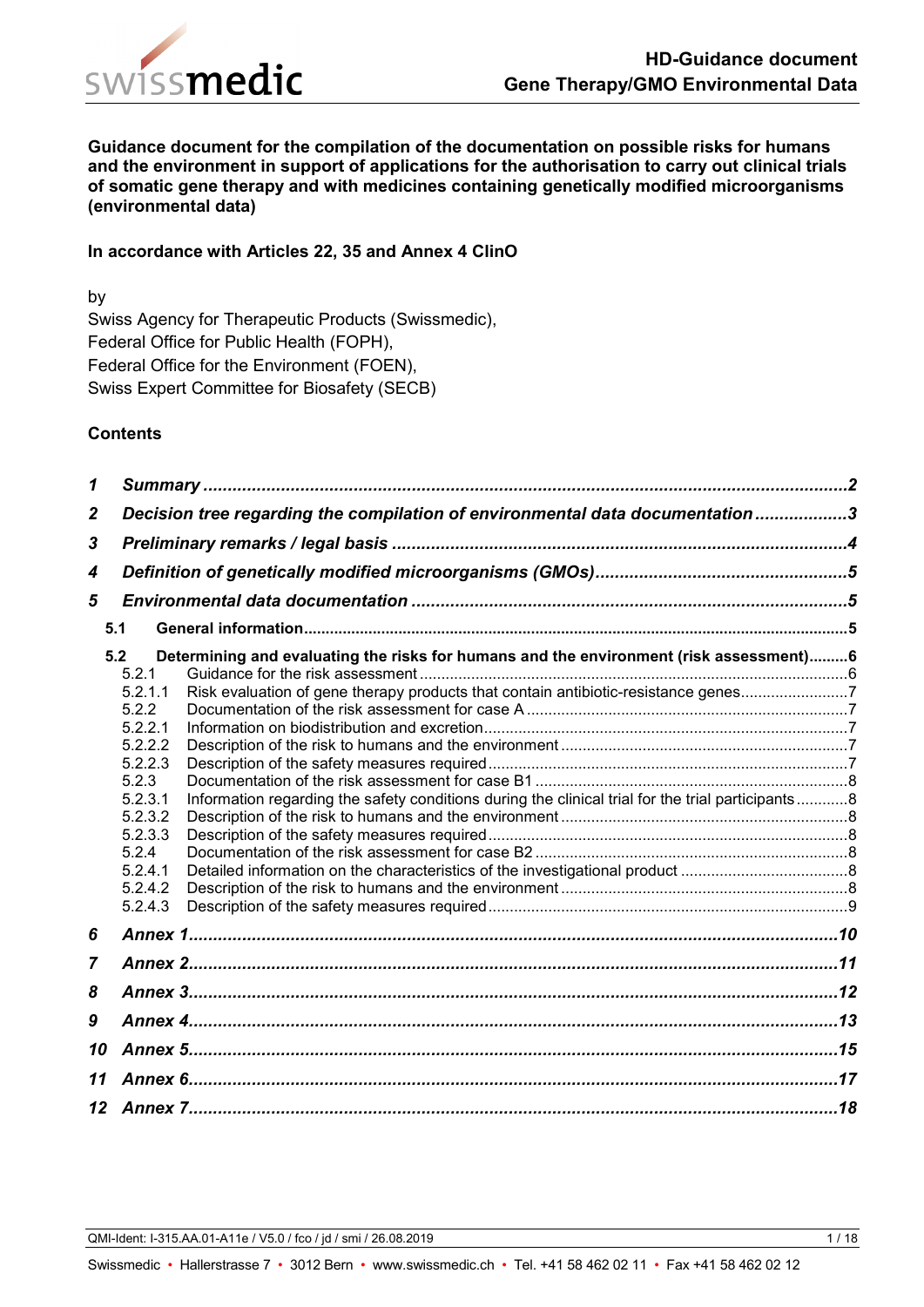**HD-Guidance document**
**Gene Therapy/GMO Environmental Data**

**Guidance document for the compilation of the documentation on possible risks for humans and the environment in support of applications for the authorisation to carry out clinical trials of somatic gene therapy and with medicines containing genetically modified microorganisms (environmental data)**

**In accordance with Articles 22, 35 and Annex 4 ClinO**

by
Swiss Agency for Therapeutic Products (Swissmedic),
Federal Office for Public Health (FOPH),
Federal Office for the Environment (FOEN),
Swiss Expert Committee for Biosafety (SECB)

**Contents**

1 Summary ....2
2 Decision tree regarding the compilation of environmental data documentation ....3
3 Preliminary remarks / legal basis ....4
4 Definition of genetically modified microorganisms (GMOs) ....5
5 Environmental data documentation ....5
  5.1 General information ....5
  5.2 Determining and evaluating the risks for humans and the environment (risk assessment) ....6
    5.2.1 Guidance for the risk assessment ....6
    5.2.1.1 Risk evaluation of gene therapy products that contain antibiotic-resistance genes ....7
    5.2.2 Documentation of the risk assessment for case A ....7
    5.2.2.1 Information on biodistribution and excretion ....7
    5.2.2.2 Description of the risk to humans and the environment ....7
    5.2.2.3 Description of the safety measures required ....7
    5.2.3 Documentation of the risk assessment for case B1 ....8
    5.2.3.1 Information regarding the safety conditions during the clinical trial for the trial participants ....8
    5.2.3.2 Description of the risk to humans and the environment ....8
    5.2.3.3 Description of the safety measures required ....8
    5.2.4 Documentation of the risk assessment for case B2 ....8
    5.2.4.1 Detailed information on the characteristics of the investigational product ....8
    5.2.4.2 Description of the risk to humans and the environment ....8
    5.2.4.3 Description of the safety measures required ....9
6 Annex 1 ....10
7 Annex 2 ....11
8 Annex 3 ....12
9 Annex 4 ....13
10 Annex 5 ....15
11 Annex 6 ....17
12 Annex 7 ....18

QMI-Ident: I-315.AA.01-A11e / V5.0 / fco / jd / smi / 26.08.2019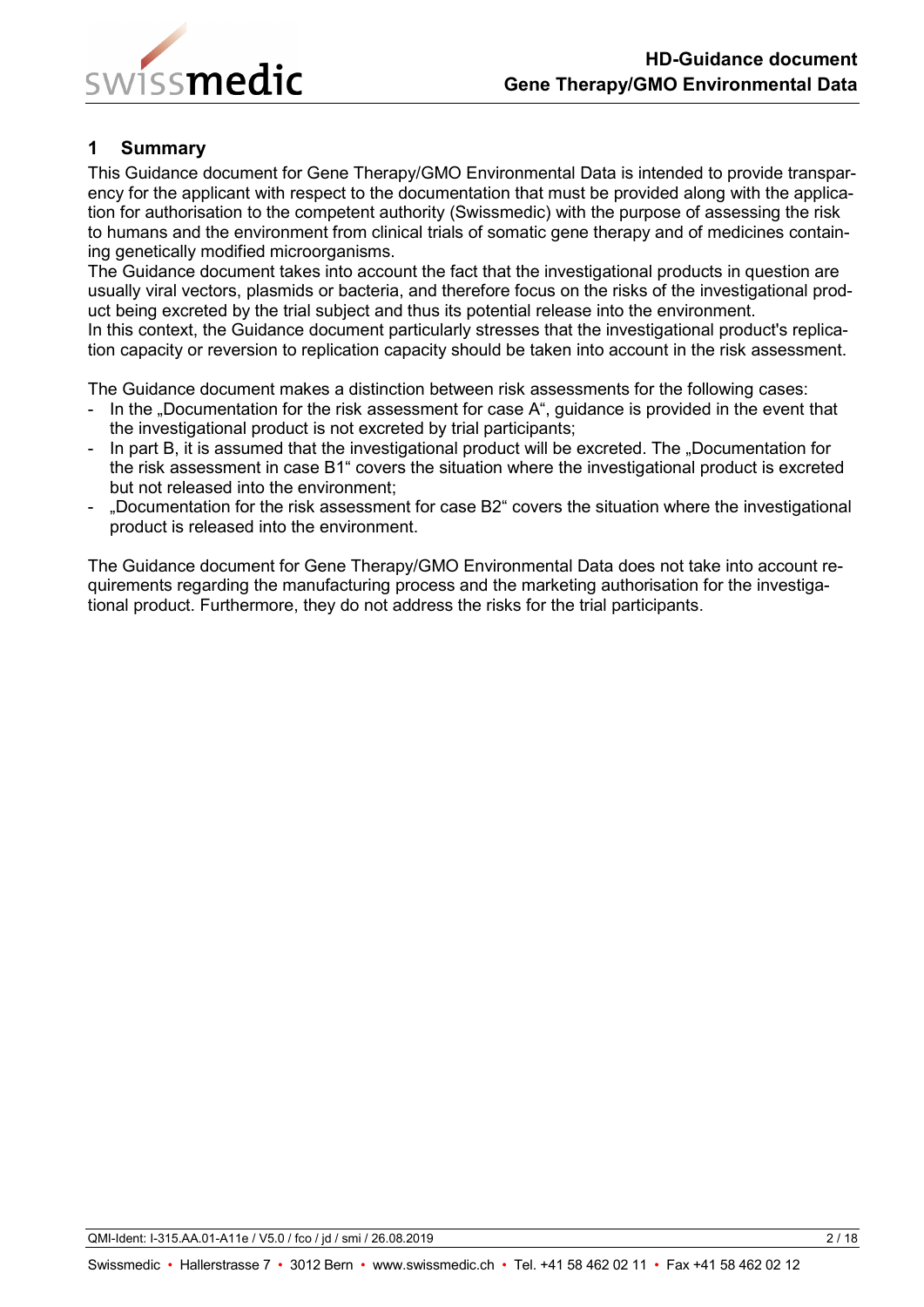## 1 Summary

This Guidance document for Gene Therapy/GMO Environmental Data is intended to provide transparency for the applicant with respect to the documentation that must be provided along with the application for authorisation to the competent authority (Swissmedic) with the purpose of assessing the risk to humans and the environment from clinical trials of somatic gene therapy and of medicines containing genetically modified microorganisms.

The Guidance document takes into account the fact that the investigational products in question are usually viral vectors, plasmids or bacteria, and therefore focus on the risks of the investigational product being excreted by the trial subject and thus its potential release into the environment.

In this context, the Guidance document particularly stresses that the investigational product's replication capacity or reversion to replication capacity should be taken into account in the risk assessment.

The Guidance document makes a distinction between risk assessments for the following cases:

- In the „Documentation for the risk assessment for case A“, guidance is provided in the event that the investigational product is not excreted by trial participants;
- In part B, it is assumed that the investigational product will be excreted. The „Documentation for the risk assessment in case B1“ covers the situation where the investigational product is excreted but not released into the environment;
- „Documentation for the risk assessment for case B2“ covers the situation where the investigational product is released into the environment.

The Guidance document for Gene Therapy/GMO Environmental Data does not take into account requirements regarding the manufacturing process and the marketing authorisation for the investigational product. Furthermore, they do not address the risks for the trial participants.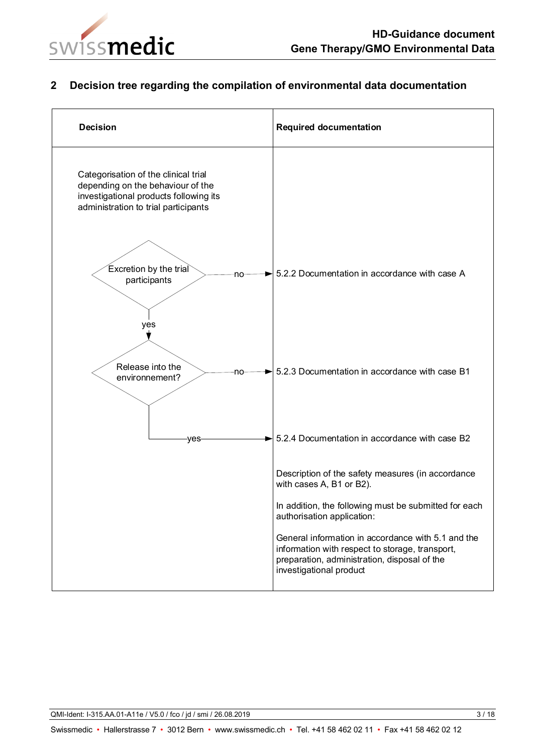## 2 Decision tree regarding the compilation of environmental data documentation

| Decision | Required documentation |
|---|---|
| Categorisation of the clinical trial depending on the behaviour of the investigational products following its administration to trial participants | |
| Excretion by the trial participants — no → | 5.2.2 Documentation in accordance with case A |
| yes ↓ Release into the environnement? — no → | 5.2.3 Documentation in accordance with case B1 |
| yes → | 5.2.4 Documentation in accordance with case B2 |
| | Description of the safety measures (in accordance with cases A, B1 or B2).<br><br>In addition, the following must be submitted for each authorisation application:<br><br>General information in accordance with 5.1 and the information with respect to storage, transport, preparation, administration, disposal of the investigational product |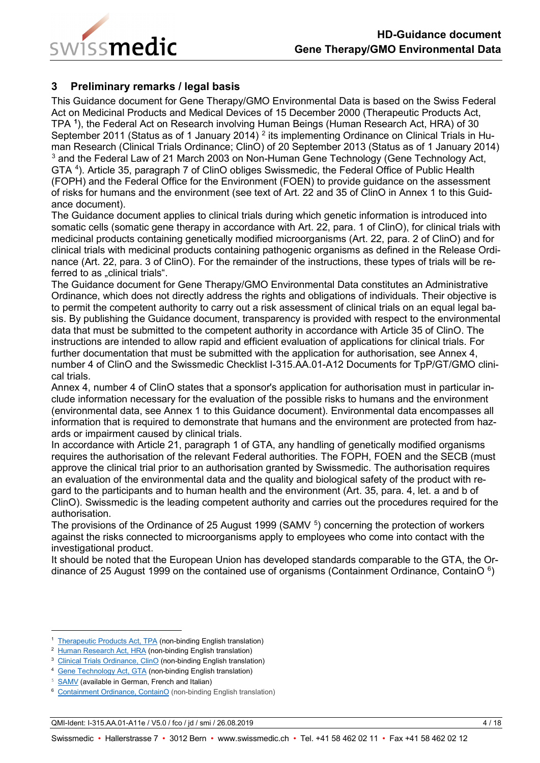## 3 Preliminary remarks / legal basis

This Guidance document for Gene Therapy/GMO Environmental Data is based on the Swiss Federal Act on Medicinal Products and Medical Devices of 15 December 2000 (Therapeutic Products Act, TPA [1]), the Federal Act on Research involving Human Beings (Human Research Act, HRA) of 30 September 2011 (Status as of 1 January 2014) [2] its implementing Ordinance on Clinical Trials in Human Research (Clinical Trials Ordinance; ClinO) of 20 September 2013 (Status as of 1 January 2014) [3] and the Federal Law of 21 March 2003 on Non-Human Gene Technology (Gene Technology Act, GTA [4]). Article 35, paragraph 7 of ClinO obliges Swissmedic, the Federal Office of Public Health (FOPH) and the Federal Office for the Environment (FOEN) to provide guidance on the assessment of risks for humans and the environment (see text of Art. 22 and 35 of ClinO in Annex 1 to this Guidance document).

The Guidance document applies to clinical trials during which genetic information is introduced into somatic cells (somatic gene therapy in accordance with Art. 22, para. 1 of ClinO), for clinical trials with medicinal products containing genetically modified microorganisms (Art. 22, para. 2 of ClinO) and for clinical trials with medicinal products containing pathogenic organisms as defined in the Release Ordinance (Art. 22, para. 3 of ClinO). For the remainder of the instructions, these types of trials will be referred to as „clinical trials".

The Guidance document for Gene Therapy/GMO Environmental Data constitutes an Administrative Ordinance, which does not directly address the rights and obligations of individuals. Their objective is to permit the competent authority to carry out a risk assessment of clinical trials on an equal legal basis. By publishing the Guidance document, transparency is provided with respect to the environmental data that must be submitted to the competent authority in accordance with Article 35 of ClinO. The instructions are intended to allow rapid and efficient evaluation of applications for clinical trials. For further documentation that must be submitted with the application for authorisation, see Annex 4, number 4 of ClinO and the Swissmedic Checklist I-315.AA.01-A12 Documents for TpP/GT/GMO clinical trials.

Annex 4, number 4 of ClinO states that a sponsor's application for authorisation must in particular include information necessary for the evaluation of the possible risks to humans and the environment (environmental data, see Annex 1 to this Guidance document). Environmental data encompasses all information that is required to demonstrate that humans and the environment are protected from hazards or impairment caused by clinical trials.

In accordance with Article 21, paragraph 1 of GTA, any handling of genetically modified organisms requires the authorisation of the relevant Federal authorities. The FOPH, FOEN and the SECB (must approve the clinical trial prior to an authorisation granted by Swissmedic. The authorisation requires an evaluation of the environmental data and the quality and biological safety of the product with regard to the participants and to human health and the environment (Art. 35, para. 4, let. a and b of ClinO). Swissmedic is the leading competent authority and carries out the procedures required for the authorisation.

The provisions of the Ordinance of 25 August 1999 (SAMV [5]) concerning the protection of workers against the risks connected to microorganisms apply to employees who come into contact with the investigational product.

It should be noted that the European Union has developed standards comparable to the GTA, the Ordinance of 25 August 1999 on the contained use of organisms (Containment Ordinance, ContainO [6])

---

[1] Therapeutic Products Act, TPA (non-binding English translation)
[2] Human Research Act, HRA (non-binding English translation)
[3] Clinical Trials Ordinance, ClinO (non-binding English translation)
[4] Gene Technology Act, GTA (non-binding English translation)
[5] SAMV (available in German, French and Italian)
[6] Containment Ordinance, ContainO (non-binding English translation)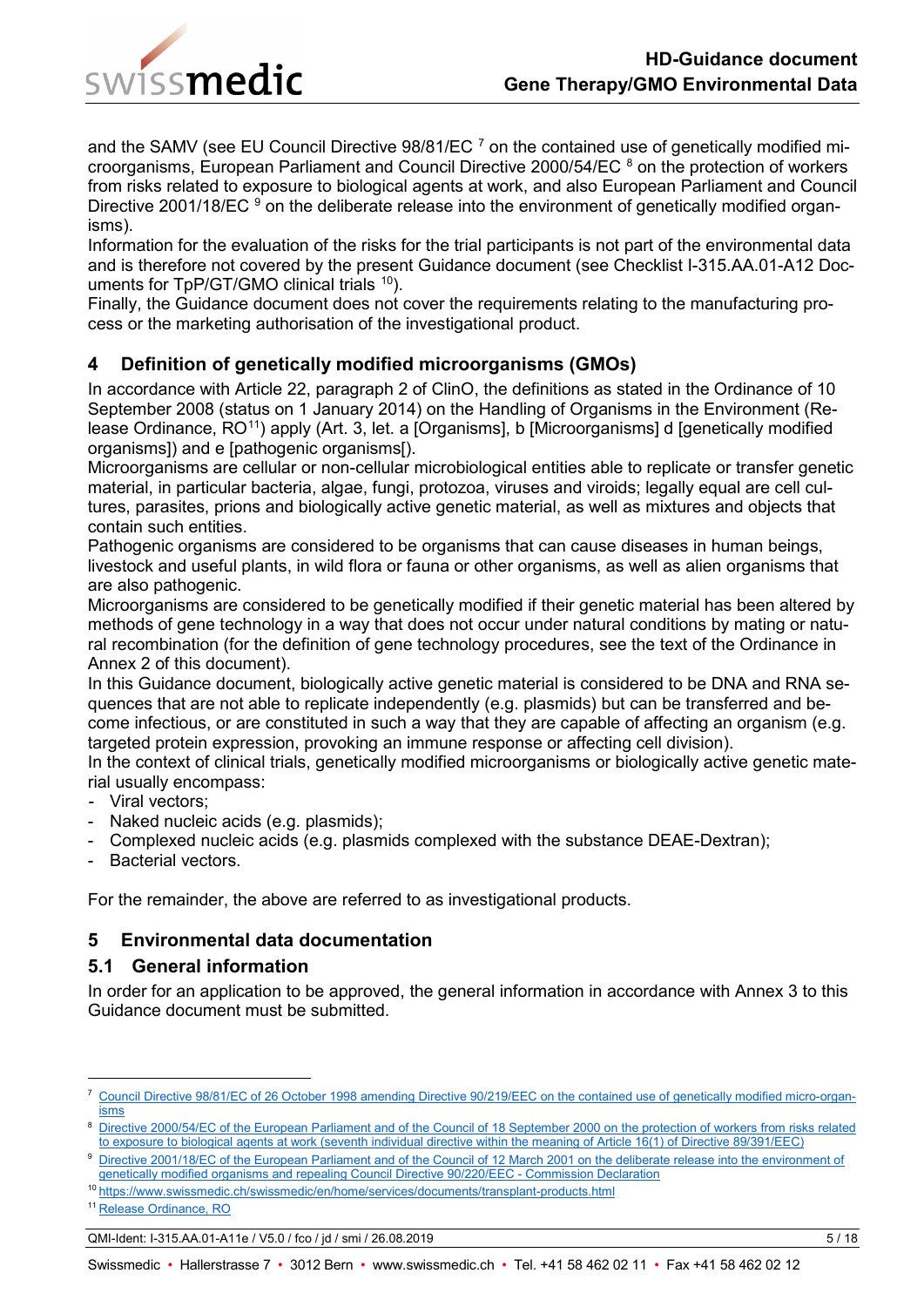and the SAMV (see EU Council Directive 98/81/EC [7] on the contained use of genetically modified microorganisms, European Parliament and Council Directive 2000/54/EC [8] on the protection of workers from risks related to exposure to biological agents at work, and also European Parliament and Council Directive 2001/18/EC [9] on the deliberate release into the environment of genetically modified organisms).

Information for the evaluation of the risks for the trial participants is not part of the environmental data and is therefore not covered by the present Guidance document (see Checklist I-315.AA.01-A12 Documents for TpP/GT/GMO clinical trials [10]).

Finally, the Guidance document does not cover the requirements relating to the manufacturing process or the marketing authorisation of the investigational product.

## 4 Definition of genetically modified microorganisms (GMOs)

In accordance with Article 22, paragraph 2 of ClinO, the definitions as stated in the Ordinance of 10 September 2008 (status on 1 January 2014) on the Handling of Organisms in the Environment (Release Ordinance, RO[11]) apply (Art. 3, let. a [Organisms], b [Microorganisms] d [genetically modified organisms]) and e [pathogenic organisms[).

Microorganisms are cellular or non-cellular microbiological entities able to replicate or transfer genetic material, in particular bacteria, algae, fungi, protozoa, viruses and viroids; legally equal are cell cultures, parasites, prions and biologically active genetic material, as well as mixtures and objects that contain such entities.

Pathogenic organisms are considered to be organisms that can cause diseases in human beings, livestock and useful plants, in wild flora or fauna or other organisms, as well as alien organisms that are also pathogenic.

Microorganisms are considered to be genetically modified if their genetic material has been altered by methods of gene technology in a way that does not occur under natural conditions by mating or natural recombination (for the definition of gene technology procedures, see the text of the Ordinance in Annex 2 of this document).

In this Guidance document, biologically active genetic material is considered to be DNA and RNA sequences that are not able to replicate independently (e.g. plasmids) but can be transferred and become infectious, or are constituted in such a way that they are capable of affecting an organism (e.g. targeted protein expression, provoking an immune response or affecting cell division).

In the context of clinical trials, genetically modified microorganisms or biologically active genetic material usually encompass:

- Viral vectors;
- Naked nucleic acids (e.g. plasmids);
- Complexed nucleic acids (e.g. plasmids complexed with the substance DEAE-Dextran);
- Bacterial vectors.

For the remainder, the above are referred to as investigational products.

## 5 Environmental data documentation

### 5.1 General information

In order for an application to be approved, the general information in accordance with Annex 3 to this Guidance document must be submitted.

---

[7] Council Directive 98/81/EC of 26 October 1998 amending Directive 90/219/EEC on the contained use of genetically modified micro-organisms

[8] Directive 2000/54/EC of the European Parliament and of the Council of 18 September 2000 on the protection of workers from risks related to exposure to biological agents at work (seventh individual directive within the meaning of Article 16(1) of Directive 89/391/EEC)

[9] Directive 2001/18/EC of the European Parliament and of the Council of 12 March 2001 on the deliberate release into the environment of genetically modified organisms and repealing Council Directive 90/220/EEC - Commission Declaration

[10] https://www.swissmedic.ch/swissmedic/en/home/services/documents/transplant-products.html

[11] Release Ordinance, RO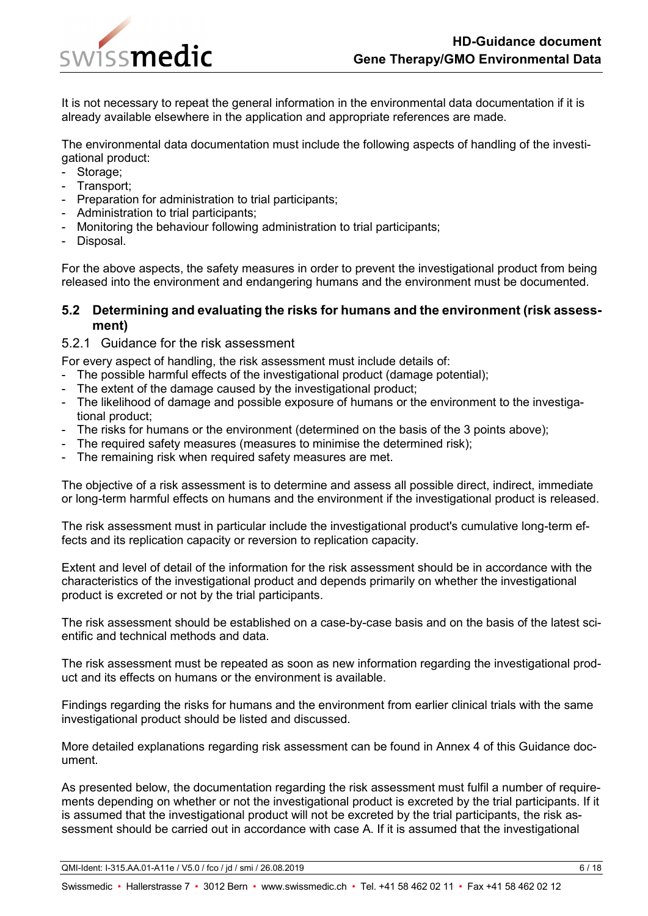It is not necessary to repeat the general information in the environmental data documentation if it is already available elsewhere in the application and appropriate references are made.

The environmental data documentation must include the following aspects of handling of the investigational product:

- Storage;
- Transport;
- Preparation for administration to trial participants;
- Administration to trial participants;
- Monitoring the behaviour following administration to trial participants;
- Disposal.

For the above aspects, the safety measures in order to prevent the investigational product from being released into the environment and endangering humans and the environment must be documented.

## 5.2 Determining and evaluating the risks for humans and the environment (risk assessment)

### 5.2.1 Guidance for the risk assessment

For every aspect of handling, the risk assessment must include details of:

- The possible harmful effects of the investigational product (damage potential);
- The extent of the damage caused by the investigational product;
- The likelihood of damage and possible exposure of humans or the environment to the investigational product;
- The risks for humans or the environment (determined on the basis of the 3 points above);
- The required safety measures (measures to minimise the determined risk);
- The remaining risk when required safety measures are met.

The objective of a risk assessment is to determine and assess all possible direct, indirect, immediate or long-term harmful effects on humans and the environment if the investigational product is released.

The risk assessment must in particular include the investigational product's cumulative long-term effects and its replication capacity or reversion to replication capacity.

Extent and level of detail of the information for the risk assessment should be in accordance with the characteristics of the investigational product and depends primarily on whether the investigational product is excreted or not by the trial participants.

The risk assessment should be established on a case-by-case basis and on the basis of the latest scientific and technical methods and data.

The risk assessment must be repeated as soon as new information regarding the investigational product and its effects on humans or the environment is available.

Findings regarding the risks for humans and the environment from earlier clinical trials with the same investigational product should be listed and discussed.

More detailed explanations regarding risk assessment can be found in Annex 4 of this Guidance document.

As presented below, the documentation regarding the risk assessment must fulfil a number of requirements depending on whether or not the investigational product is excreted by the trial participants. If it is assumed that the investigational product will not be excreted by the trial participants, the risk assessment should be carried out in accordance with case A. If it is assumed that the investigational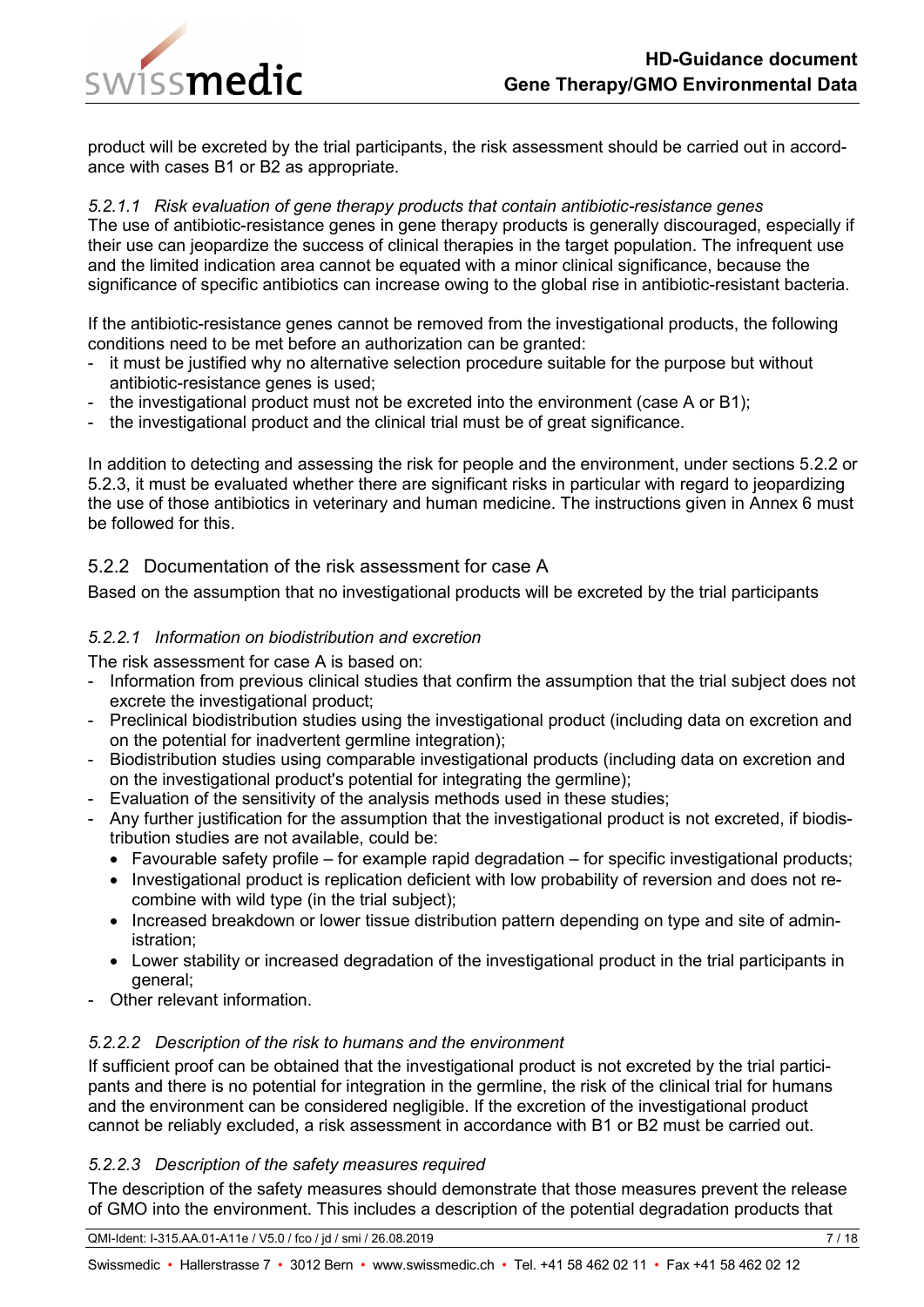product will be excreted by the trial participants, the risk assessment should be carried out in accordance with cases B1 or B2 as appropriate.

#### *5.2.1.1 Risk evaluation of gene therapy products that contain antibiotic-resistance genes*

The use of antibiotic-resistance genes in gene therapy products is generally discouraged, especially if their use can jeopardize the success of clinical therapies in the target population. The infrequent use and the limited indication area cannot be equated with a minor clinical significance, because the significance of specific antibiotics can increase owing to the global rise in antibiotic-resistant bacteria.

If the antibiotic-resistance genes cannot be removed from the investigational products, the following conditions need to be met before an authorization can be granted:

- it must be justified why no alternative selection procedure suitable for the purpose but without antibiotic-resistance genes is used;
- the investigational product must not be excreted into the environment (case A or B1);
- the investigational product and the clinical trial must be of great significance.

In addition to detecting and assessing the risk for people and the environment, under sections 5.2.2 or 5.2.3, it must be evaluated whether there are significant risks in particular with regard to jeopardizing the use of those antibiotics in veterinary and human medicine. The instructions given in Annex 6 must be followed for this.

### 5.2.2 Documentation of the risk assessment for case A

Based on the assumption that no investigational products will be excreted by the trial participants

#### *5.2.2.1 Information on biodistribution and excretion*

The risk assessment for case A is based on:

- Information from previous clinical studies that confirm the assumption that the trial subject does not excrete the investigational product;
- Preclinical biodistribution studies using the investigational product (including data on excretion and on the potential for inadvertent germline integration);
- Biodistribution studies using comparable investigational products (including data on excretion and on the investigational product's potential for integrating the germline);
- Evaluation of the sensitivity of the analysis methods used in these studies;
- Any further justification for the assumption that the investigational product is not excreted, if biodistribution studies are not available, could be:
  - Favourable safety profile – for example rapid degradation – for specific investigational products;
  - Investigational product is replication deficient with low probability of reversion and does not recombine with wild type (in the trial subject);
  - Increased breakdown or lower tissue distribution pattern depending on type and site of administration;
  - Lower stability or increased degradation of the investigational product in the trial participants in general;
- Other relevant information.

#### *5.2.2.2 Description of the risk to humans and the environment*

If sufficient proof can be obtained that the investigational product is not excreted by the trial participants and there is no potential for integration in the germline, the risk of the clinical trial for humans and the environment can be considered negligible. If the excretion of the investigational product cannot be reliably excluded, a risk assessment in accordance with B1 or B2 must be carried out.

#### *5.2.2.3 Description of the safety measures required*

The description of the safety measures should demonstrate that those measures prevent the release of GMO into the environment. This includes a description of the potential degradation products that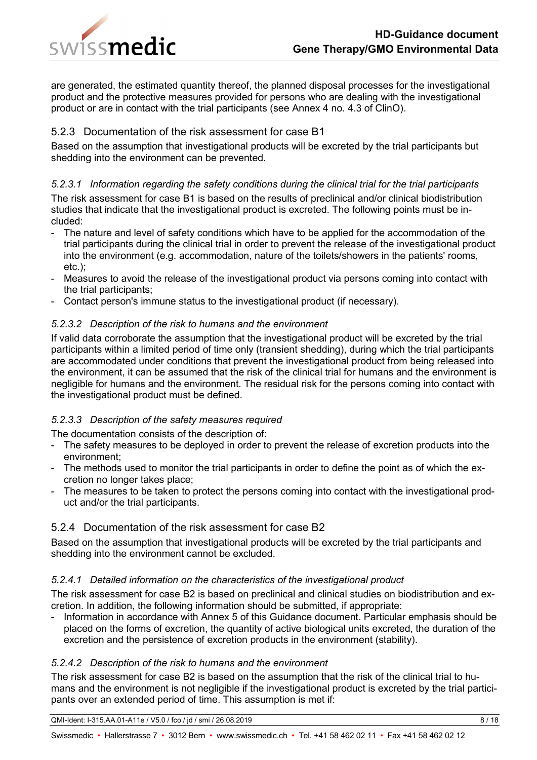are generated, the estimated quantity thereof, the planned disposal processes for the investigational product and the protective measures provided for persons who are dealing with the investigational product or are in contact with the trial participants (see Annex 4 no. 4.3 of ClinO).

### 5.2.3 Documentation of the risk assessment for case B1

Based on the assumption that investigational products will be excreted by the trial participants but shedding into the environment can be prevented.

#### *5.2.3.1 Information regarding the safety conditions during the clinical trial for the trial participants*

The risk assessment for case B1 is based on the results of preclinical and/or clinical biodistribution studies that indicate that the investigational product is excreted. The following points must be included:

- The nature and level of safety conditions which have to be applied for the accommodation of the trial participants during the clinical trial in order to prevent the release of the investigational product into the environment (e.g. accommodation, nature of the toilets/showers in the patients' rooms, etc.);
- Measures to avoid the release of the investigational product via persons coming into contact with the trial participants;
- Contact person's immune status to the investigational product (if necessary).

#### *5.2.3.2 Description of the risk to humans and the environment*

If valid data corroborate the assumption that the investigational product will be excreted by the trial participants within a limited period of time only (transient shedding), during which the trial participants are accommodated under conditions that prevent the investigational product from being released into the environment, it can be assumed that the risk of the clinical trial for humans and the environment is negligible for humans and the environment. The residual risk for the persons coming into contact with the investigational product must be defined.

#### *5.2.3.3 Description of the safety measures required*

The documentation consists of the description of:

- The safety measures to be deployed in order to prevent the release of excretion products into the environment;
- The methods used to monitor the trial participants in order to define the point as of which the excretion no longer takes place;
- The measures to be taken to protect the persons coming into contact with the investigational product and/or the trial participants.

### 5.2.4 Documentation of the risk assessment for case B2

Based on the assumption that investigational products will be excreted by the trial participants and shedding into the environment cannot be excluded.

#### *5.2.4.1 Detailed information on the characteristics of the investigational product*

The risk assessment for case B2 is based on preclinical and clinical studies on biodistribution and excretion. In addition, the following information should be submitted, if appropriate:

- Information in accordance with Annex 5 of this Guidance document. Particular emphasis should be placed on the forms of excretion, the quantity of active biological units excreted, the duration of the excretion and the persistence of excretion products in the environment (stability).

#### *5.2.4.2 Description of the risk to humans and the environment*

The risk assessment for case B2 is based on the assumption that the risk of the clinical trial to humans and the environment is not negligible if the investigational product is excreted by the trial participants over an extended period of time. This assumption is met if: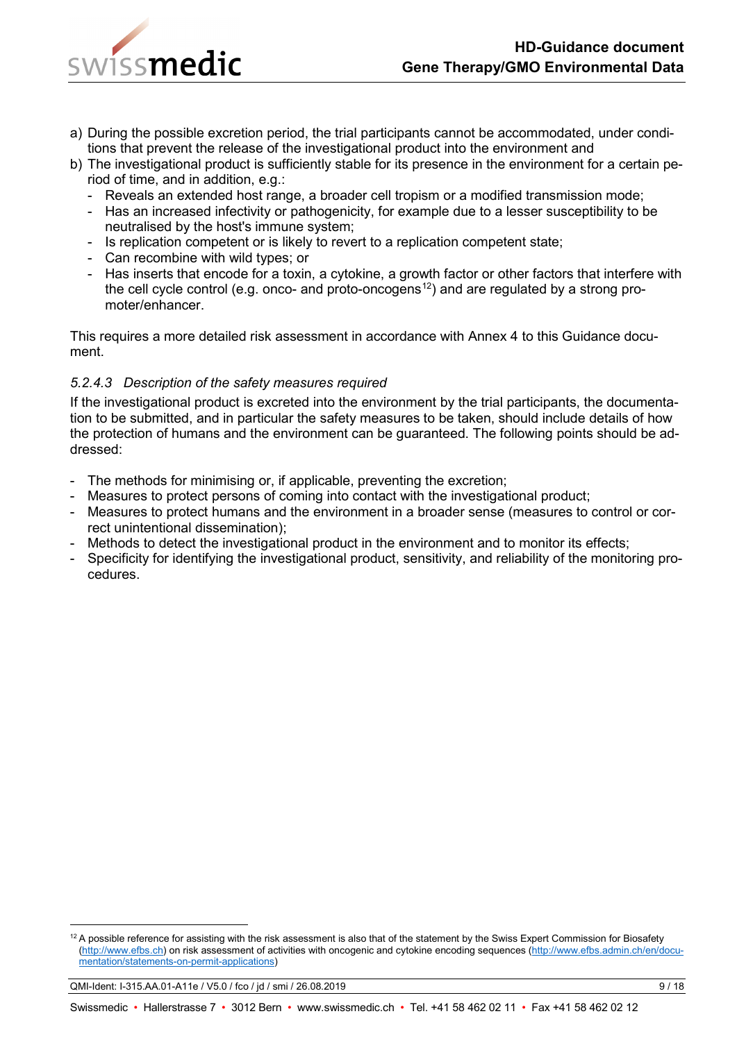a) During the possible excretion period, the trial participants cannot be accommodated, under conditions that prevent the release of the investigational product into the environment and
b) The investigational product is sufficiently stable for its presence in the environment for a certain period of time, and in addition, e.g.:
   - Reveals an extended host range, a broader cell tropism or a modified transmission mode;
   - Has an increased infectivity or pathogenicity, for example due to a lesser susceptibility to be neutralised by the host's immune system;
   - Is replication competent or is likely to revert to a replication competent state;
   - Can recombine with wild types; or
   - Has inserts that encode for a toxin, a cytokine, a growth factor or other factors that interfere with the cell cycle control (e.g. onco- and proto-oncogens[12]) and are regulated by a strong promoter/enhancer.

This requires a more detailed risk assessment in accordance with Annex 4 to this Guidance document.

#### *5.2.4.3 Description of the safety measures required*

If the investigational product is excreted into the environment by the trial participants, the documentation to be submitted, and in particular the safety measures to be taken, should include details of how the protection of humans and the environment can be guaranteed. The following points should be addressed:

- The methods for minimising or, if applicable, preventing the excretion;
- Measures to protect persons of coming into contact with the investigational product;
- Measures to protect humans and the environment in a broader sense (measures to control or correct unintentional dissemination);
- Methods to detect the investigational product in the environment and to monitor its effects;
- Specificity for identifying the investigational product, sensitivity, and reliability of the monitoring procedures.

---

[12] A possible reference for assisting with the risk assessment is also that of the statement by the Swiss Expert Commission for Biosafety (http://www.efbs.ch) on risk assessment of activities with oncogenic and cytokine encoding sequences (http://www.efbs.admin.ch/en/documentation/statements-on-permit-applications)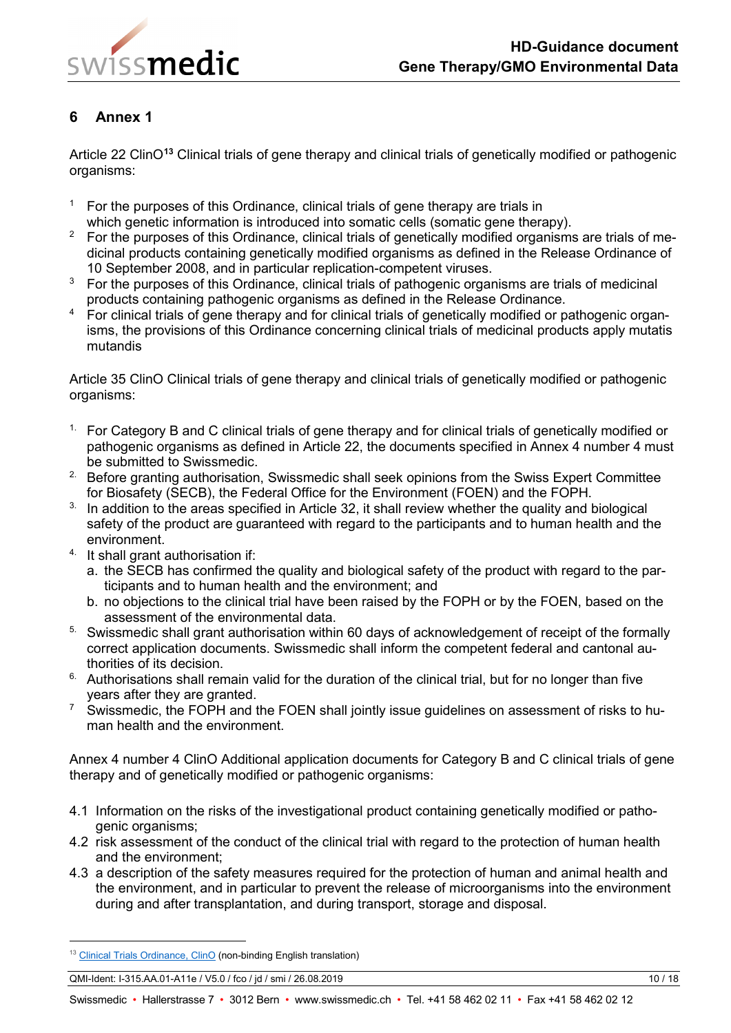## 6 Annex 1

Article 22 ClinO[13] Clinical trials of gene therapy and clinical trials of genetically modified or pathogenic organisms:

1. For the purposes of this Ordinance, clinical trials of gene therapy are trials in which genetic information is introduced into somatic cells (somatic gene therapy).
2. For the purposes of this Ordinance, clinical trials of genetically modified organisms are trials of medicinal products containing genetically modified organisms as defined in the Release Ordinance of 10 September 2008, and in particular replication-competent viruses.
3. For the purposes of this Ordinance, clinical trials of pathogenic organisms are trials of medicinal products containing pathogenic organisms as defined in the Release Ordinance.
4. For clinical trials of gene therapy and for clinical trials of genetically modified or pathogenic organisms, the provisions of this Ordinance concerning clinical trials of medicinal products apply mutatis mutandis

Article 35 ClinO Clinical trials of gene therapy and clinical trials of genetically modified or pathogenic organisms:

1. For Category B and C clinical trials of gene therapy and for clinical trials of genetically modified or pathogenic organisms as defined in Article 22, the documents specified in Annex 4 number 4 must be submitted to Swissmedic.
2. Before granting authorisation, Swissmedic shall seek opinions from the Swiss Expert Committee for Biosafety (SECB), the Federal Office for the Environment (FOEN) and the FOPH.
3. In addition to the areas specified in Article 32, it shall review whether the quality and biological safety of the product are guaranteed with regard to the participants and to human health and the environment.
4. It shall grant authorisation if:
   a. the SECB has confirmed the quality and biological safety of the product with regard to the participants and to human health and the environment; and
   b. no objections to the clinical trial have been raised by the FOPH or by the FOEN, based on the assessment of the environmental data.
5. Swissmedic shall grant authorisation within 60 days of acknowledgement of receipt of the formally correct application documents. Swissmedic shall inform the competent federal and cantonal authorities of its decision.
6. Authorisations shall remain valid for the duration of the clinical trial, but for no longer than five years after they are granted.
7. Swissmedic, the FOPH and the FOEN shall jointly issue guidelines on assessment of risks to human health and the environment.

Annex 4 number 4 ClinO Additional application documents for Category B and C clinical trials of gene therapy and of genetically modified or pathogenic organisms:

4.1 Information on the risks of the investigational product containing genetically modified or pathogenic organisms;

4.2 risk assessment of the conduct of the clinical trial with regard to the protection of human health and the environment;

4.3 a description of the safety measures required for the protection of human and animal health and the environment, and in particular to prevent the release of microorganisms into the environment during and after transplantation, and during transport, storage and disposal.

---

[13] Clinical Trials Ordinance, ClinO (non-binding English translation)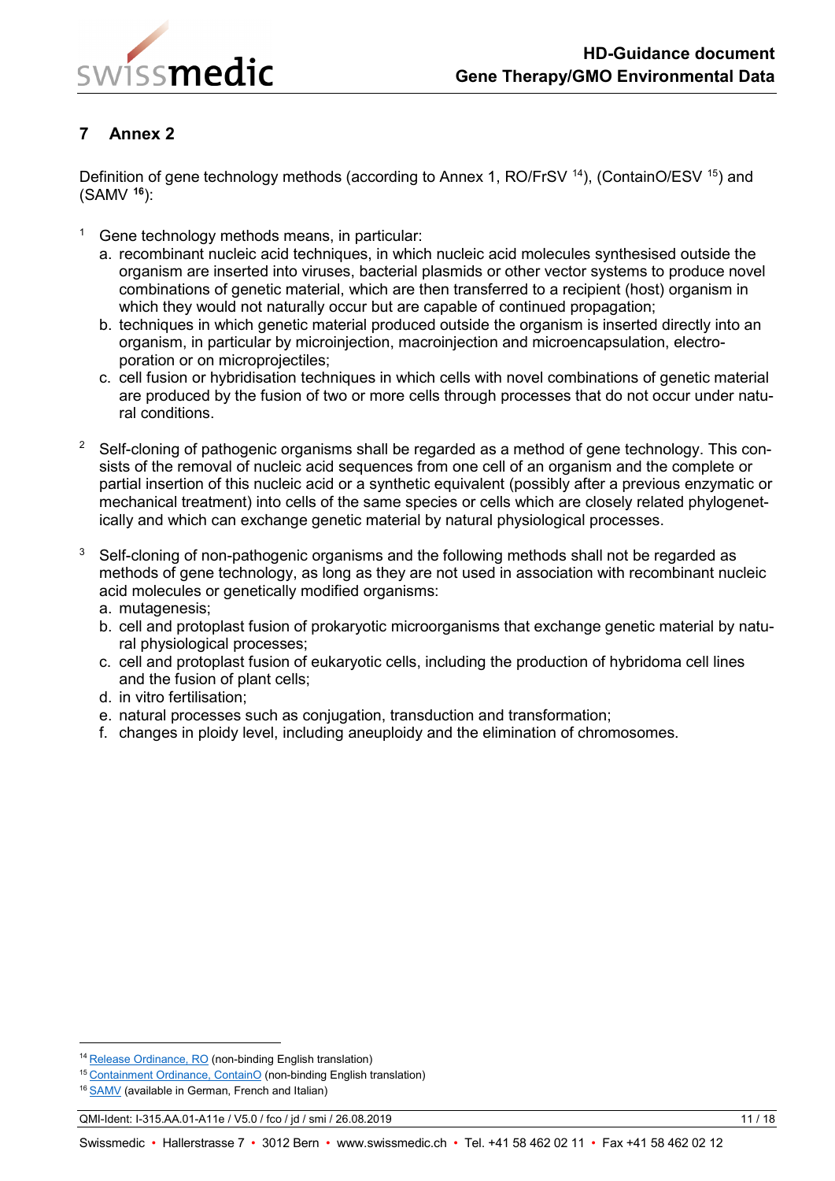## 7 Annex 2

Definition of gene technology methods (according to Annex 1, RO/FrSV [14]), (ContainO/ESV [15]) and (SAMV [16]):

[1] Gene technology methods means, in particular:

a. recombinant nucleic acid techniques, in which nucleic acid molecules synthesised outside the organism are inserted into viruses, bacterial plasmids or other vector systems to produce novel combinations of genetic material, which are then transferred to a recipient (host) organism in which they would not naturally occur but are capable of continued propagation;
b. techniques in which genetic material produced outside the organism is inserted directly into an organism, in particular by microinjection, macroinjection and microencapsulation, electroporation or on microprojectiles;
c. cell fusion or hybridisation techniques in which cells with novel combinations of genetic material are produced by the fusion of two or more cells through processes that do not occur under natural conditions.

[2] Self-cloning of pathogenic organisms shall be regarded as a method of gene technology. This consists of the removal of nucleic acid sequences from one cell of an organism and the complete or partial insertion of this nucleic acid or a synthetic equivalent (possibly after a previous enzymatic or mechanical treatment) into cells of the same species or cells which are closely related phylogenetically and which can exchange genetic material by natural physiological processes.

[3] Self-cloning of non-pathogenic organisms and the following methods shall not be regarded as methods of gene technology, as long as they are not used in association with recombinant nucleic acid molecules or genetically modified organisms:

a. mutagenesis;
b. cell and protoplast fusion of prokaryotic microorganisms that exchange genetic material by natural physiological processes;
c. cell and protoplast fusion of eukaryotic cells, including the production of hybridoma cell lines and the fusion of plant cells;
d. in vitro fertilisation;
e. natural processes such as conjugation, transduction and transformation;
f. changes in ploidy level, including aneuploidy and the elimination of chromosomes.

---

[14] Release Ordinance, RO (non-binding English translation)

[15] Containment Ordinance, ContainO (non-binding English translation)

[16] SAMV (available in German, French and Italian)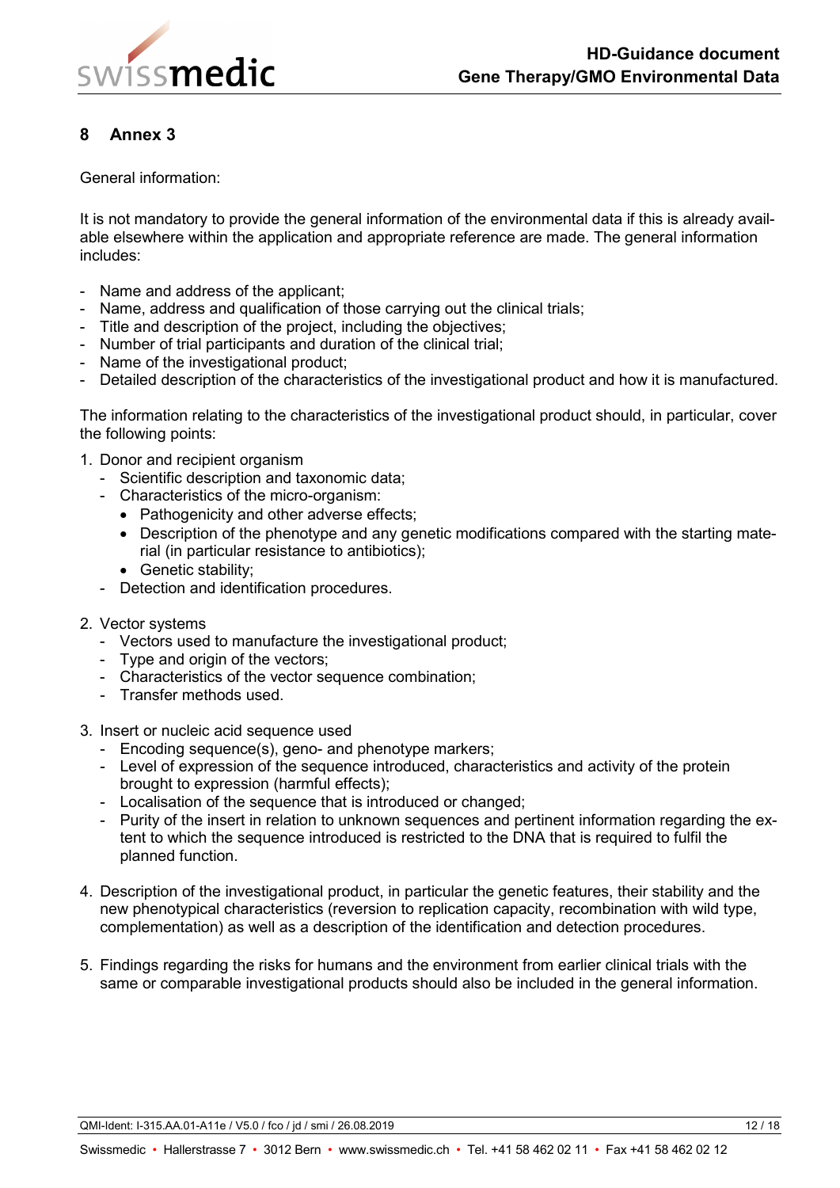## 8 Annex 3

General information:

It is not mandatory to provide the general information of the environmental data if this is already available elsewhere within the application and appropriate reference are made. The general information includes:

- Name and address of the applicant;
- Name, address and qualification of those carrying out the clinical trials;
- Title and description of the project, including the objectives;
- Number of trial participants and duration of the clinical trial;
- Name of the investigational product;
- Detailed description of the characteristics of the investigational product and how it is manufactured.

The information relating to the characteristics of the investigational product should, in particular, cover the following points:

1. Donor and recipient organism
   - Scientific description and taxonomic data;
   - Characteristics of the micro-organism:
     - Pathogenicity and other adverse effects;
     - Description of the phenotype and any genetic modifications compared with the starting material (in particular resistance to antibiotics);
     - Genetic stability;
   - Detection and identification procedures.

2. Vector systems
   - Vectors used to manufacture the investigational product;
   - Type and origin of the vectors;
   - Characteristics of the vector sequence combination;
   - Transfer methods used.

3. Insert or nucleic acid sequence used
   - Encoding sequence(s), geno- and phenotype markers;
   - Level of expression of the sequence introduced, characteristics and activity of the protein brought to expression (harmful effects);
   - Localisation of the sequence that is introduced or changed;
   - Purity of the insert in relation to unknown sequences and pertinent information regarding the extent to which the sequence introduced is restricted to the DNA that is required to fulfil the planned function.

4. Description of the investigational product, in particular the genetic features, their stability and the new phenotypical characteristics (reversion to replication capacity, recombination with wild type, complementation) as well as a description of the identification and detection procedures.

5. Findings regarding the risks for humans and the environment from earlier clinical trials with the same or comparable investigational products should also be included in the general information.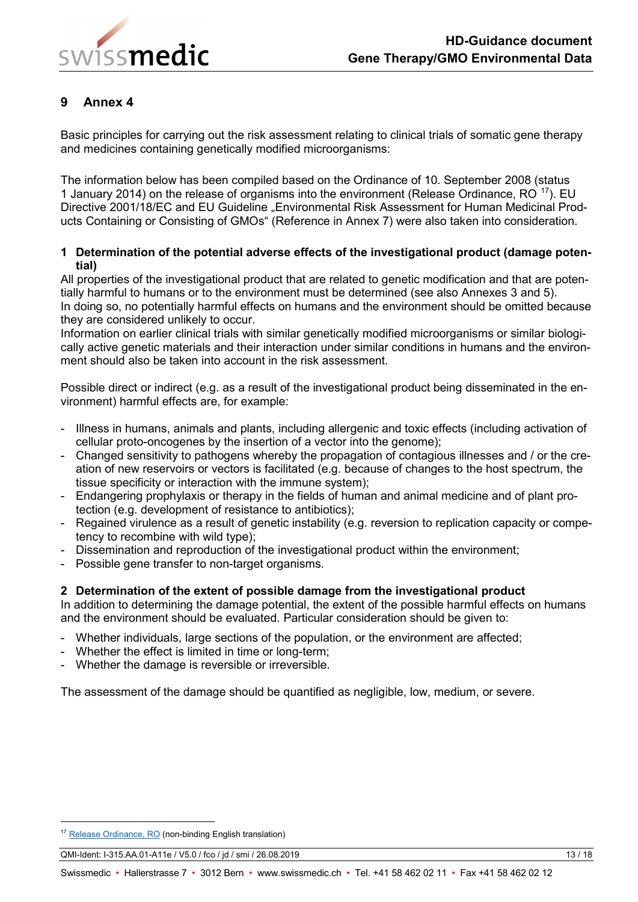## 9 Annex 4

Basic principles for carrying out the risk assessment relating to clinical trials of somatic gene therapy and medicines containing genetically modified microorganisms:

The information below has been compiled based on the Ordinance of 10. September 2008 (status 1 January 2014) on the release of organisms into the environment (Release Ordinance, RO [17]). EU Directive 2001/18/EC and EU Guideline „Environmental Risk Assessment for Human Medicinal Products Containing or Consisting of GMOs“ (Reference in Annex 7) were also taken into consideration.

### 1 Determination of the potential adverse effects of the investigational product (damage potential)

All properties of the investigational product that are related to genetic modification and that are potentially harmful to humans or to the environment must be determined (see also Annexes 3 and 5). In doing so, no potentially harmful effects on humans and the environment should be omitted because they are considered unlikely to occur.

Information on earlier clinical trials with similar genetically modified microorganisms or similar biologically active genetic materials and their interaction under similar conditions in humans and the environment should also be taken into account in the risk assessment.

Possible direct or indirect (e.g. as a result of the investigational product being disseminated in the environment) harmful effects are, for example:

- Illness in humans, animals and plants, including allergenic and toxic effects (including activation of cellular proto-oncogenes by the insertion of a vector into the genome);
- Changed sensitivity to pathogens whereby the propagation of contagious illnesses and / or the creation of new reservoirs or vectors is facilitated (e.g. because of changes to the host spectrum, the tissue specificity or interaction with the immune system);
- Endangering prophylaxis or therapy in the fields of human and animal medicine and of plant protection (e.g. development of resistance to antibiotics);
- Regained virulence as a result of genetic instability (e.g. reversion to replication capacity or competency to recombine with wild type);
- Dissemination and reproduction of the investigational product within the environment;
- Possible gene transfer to non-target organisms.

### 2 Determination of the extent of possible damage from the investigational product

In addition to determining the damage potential, the extent of the possible harmful effects on humans and the environment should be evaluated. Particular consideration should be given to:

- Whether individuals, large sections of the population, or the environment are affected;
- Whether the effect is limited in time or long-term;
- Whether the damage is reversible or irreversible.

The assessment of the damage should be quantified as negligible, low, medium, or severe.

---

[17] Release Ordinance, RO (non-binding English translation)

QMI-Ident: I-315.AA.01-A11e / V5.0 / fco / jd / smi / 26.08.2019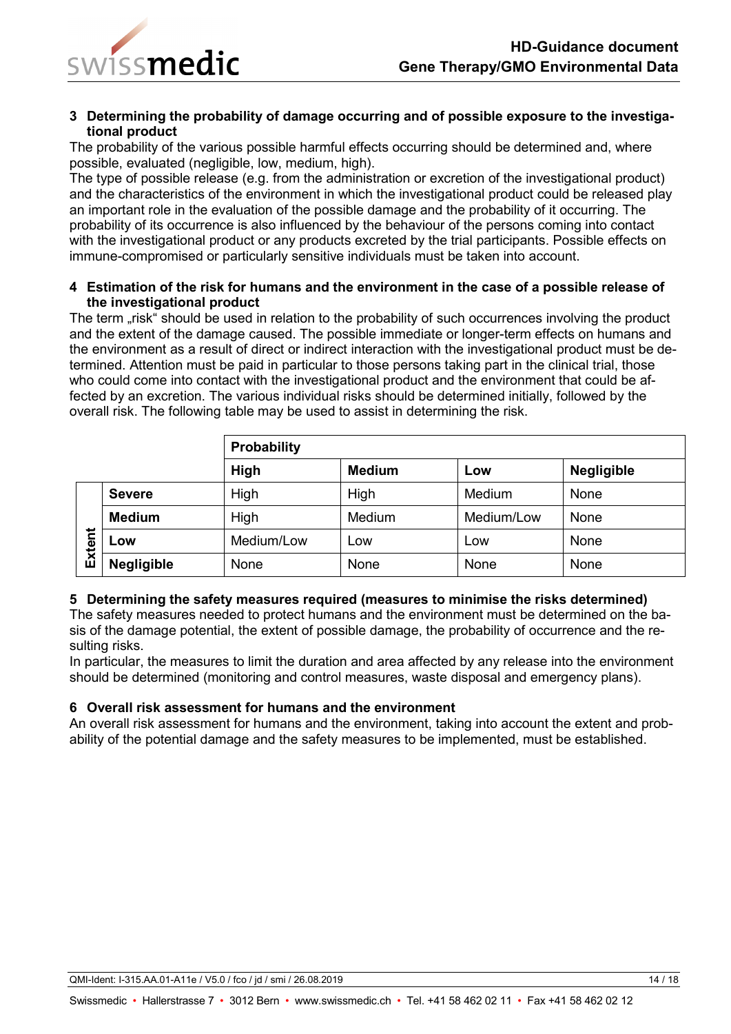## 3 Determining the probability of damage occurring and of possible exposure to the investigational product

The probability of the various possible harmful effects occurring should be determined and, where possible, evaluated (negligible, low, medium, high).

The type of possible release (e.g. from the administration or excretion of the investigational product) and the characteristics of the environment in which the investigational product could be released play an important role in the evaluation of the possible damage and the probability of it occurring. The probability of its occurrence is also influenced by the behaviour of the persons coming into contact with the investigational product or any products excreted by the trial participants. Possible effects on immune-compromised or particularly sensitive individuals must be taken into account.

## 4 Estimation of the risk for humans and the environment in the case of a possible release of the investigational product

The term „risk" should be used in relation to the probability of such occurrences involving the product and the extent of the damage caused. The possible immediate or longer-term effects on humans and the environment as a result of direct or indirect interaction with the investigational product must be determined. Attention must be paid in particular to those persons taking part in the clinical trial, those who could come into contact with the investigational product and the environment that could be affected by an excretion. The various individual risks should be determined initially, followed by the overall risk. The following table may be used to assist in determining the risk.

| | | **Probability** | | | |
|---|---|---|---|---|---|
| | | **High** | **Medium** | **Low** | **Negligible** |
| **Extent** | **Severe** | High | High | Medium | None |
| | **Medium** | High | Medium | Medium/Low | None |
| | **Low** | Medium/Low | Low | Low | None |
| | **Negligible** | None | None | None | None |

## 5 Determining the safety measures required (measures to minimise the risks determined)

The safety measures needed to protect humans and the environment must be determined on the basis of the damage potential, the extent of possible damage, the probability of occurrence and the resulting risks.

In particular, the measures to limit the duration and area affected by any release into the environment should be determined (monitoring and control measures, waste disposal and emergency plans).

## 6 Overall risk assessment for humans and the environment

An overall risk assessment for humans and the environment, taking into account the extent and probability of the potential damage and the safety measures to be implemented, must be established.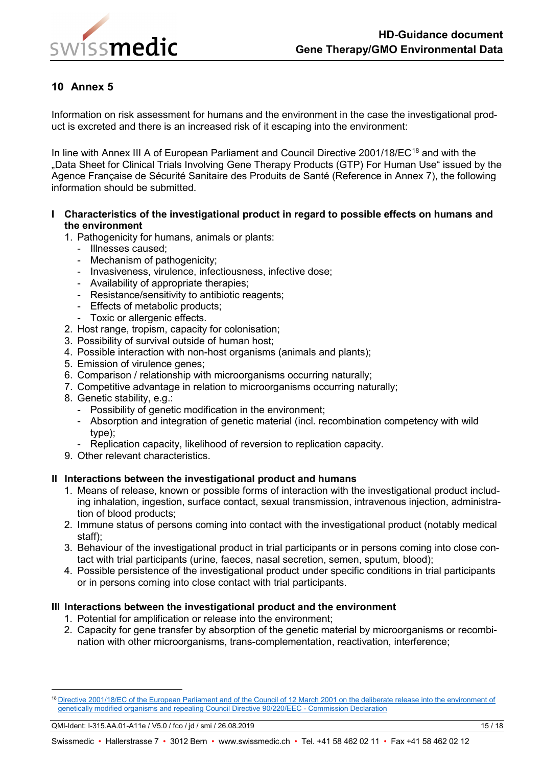# 10 Annex 5

Information on risk assessment for humans and the environment in the case the investigational product is excreted and there is an increased risk of it escaping into the environment:

In line with Annex III A of European Parliament and Council Directive 2001/18/EC[18] and with the „Data Sheet for Clinical Trials Involving Gene Therapy Products (GTP) For Human Use" issued by the Agence Française de Sécurité Sanitaire des Produits de Santé (Reference in Annex 7), the following information should be submitted.

**I Characteristics of the investigational product in regard to possible effects on humans and the environment**

1. Pathogenicity for humans, animals or plants:
   - Illnesses caused;
   - Mechanism of pathogenicity;
   - Invasiveness, virulence, infectiousness, infective dose;
   - Availability of appropriate therapies;
   - Resistance/sensitivity to antibiotic reagents;
   - Effects of metabolic products;
   - Toxic or allergenic effects.
2. Host range, tropism, capacity for colonisation;
3. Possibility of survival outside of human host;
4. Possible interaction with non-host organisms (animals and plants);
5. Emission of virulence genes;
6. Comparison / relationship with microorganisms occurring naturally;
7. Competitive advantage in relation to microorganisms occurring naturally;
8. Genetic stability, e.g.:
   - Possibility of genetic modification in the environment;
   - Absorption and integration of genetic material (incl. recombination competency with wild type);
   - Replication capacity, likelihood of reversion to replication capacity.
9. Other relevant characteristics.

**II Interactions between the investigational product and humans**

1. Means of release, known or possible forms of interaction with the investigational product including inhalation, ingestion, surface contact, sexual transmission, intravenous injection, administration of blood products;
2. Immune status of persons coming into contact with the investigational product (notably medical staff);
3. Behaviour of the investigational product in trial participants or in persons coming into close contact with trial participants (urine, faeces, nasal secretion, semen, sputum, blood);
4. Possible persistence of the investigational product under specific conditions in trial participants or in persons coming into close contact with trial participants.

**III Interactions between the investigational product and the environment**

1. Potential for amplification or release into the environment;
2. Capacity for gene transfer by absorption of the genetic material by microorganisms or recombination with other microorganisms, trans-complementation, reactivation, interference;

---

[18] Directive 2001/18/EC of the European Parliament and of the Council of 12 March 2001 on the deliberate release into the environment of genetically modified organisms and repealing Council Directive 90/220/EEC - Commission Declaration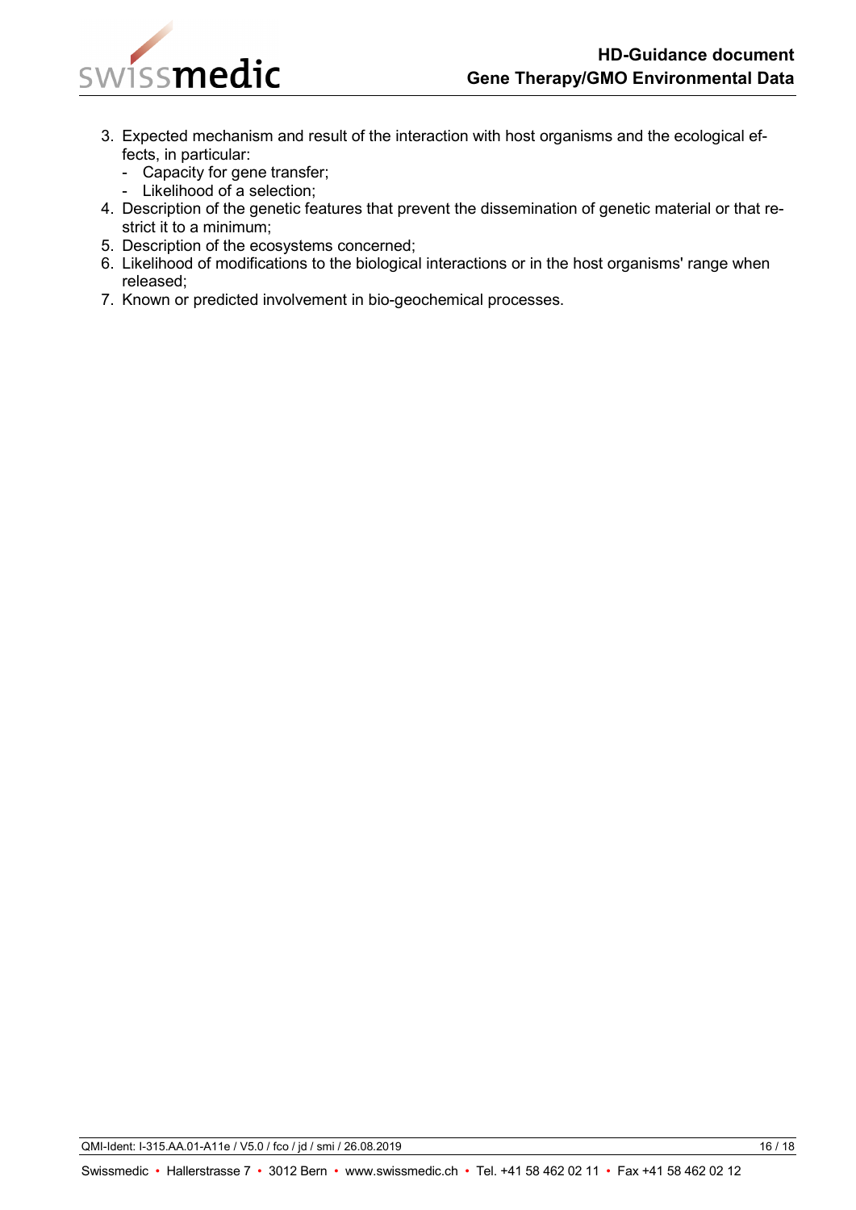3. Expected mechanism and result of the interaction with host organisms and the ecological effects, in particular:
   - Capacity for gene transfer;
   - Likelihood of a selection;
4. Description of the genetic features that prevent the dissemination of genetic material or that restrict it to a minimum;
5. Description of the ecosystems concerned;
6. Likelihood of modifications to the biological interactions or in the host organisms' range when released;
7. Known or predicted involvement in bio-geochemical processes.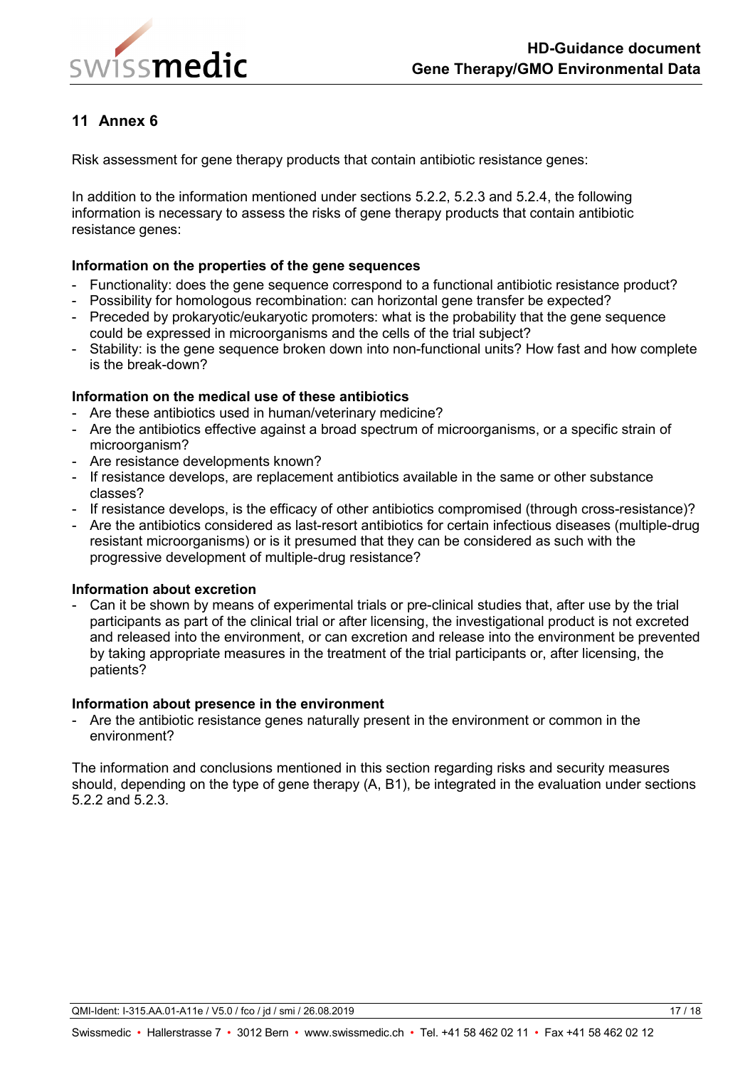## 11 Annex 6

Risk assessment for gene therapy products that contain antibiotic resistance genes:

In addition to the information mentioned under sections 5.2.2, 5.2.3 and 5.2.4, the following information is necessary to assess the risks of gene therapy products that contain antibiotic resistance genes:

**Information on the properties of the gene sequences**

- Functionality: does the gene sequence correspond to a functional antibiotic resistance product?
- Possibility for homologous recombination: can horizontal gene transfer be expected?
- Preceded by prokaryotic/eukaryotic promoters: what is the probability that the gene sequence could be expressed in microorganisms and the cells of the trial subject?
- Stability: is the gene sequence broken down into non-functional units? How fast and how complete is the break-down?

**Information on the medical use of these antibiotics**

- Are these antibiotics used in human/veterinary medicine?
- Are the antibiotics effective against a broad spectrum of microorganisms, or a specific strain of microorganism?
- Are resistance developments known?
- If resistance develops, are replacement antibiotics available in the same or other substance classes?
- If resistance develops, is the efficacy of other antibiotics compromised (through cross-resistance)?
- Are the antibiotics considered as last-resort antibiotics for certain infectious diseases (multiple-drug resistant microorganisms) or is it presumed that they can be considered as such with the progressive development of multiple-drug resistance?

**Information about excretion**

- Can it be shown by means of experimental trials or pre-clinical studies that, after use by the trial participants as part of the clinical trial or after licensing, the investigational product is not excreted and released into the environment, or can excretion and release into the environment be prevented by taking appropriate measures in the treatment of the trial participants or, after licensing, the patients?

**Information about presence in the environment**

- Are the antibiotic resistance genes naturally present in the environment or common in the environment?

The information and conclusions mentioned in this section regarding risks and security measures should, depending on the type of gene therapy (A, B1), be integrated in the evaluation under sections 5.2.2 and 5.2.3.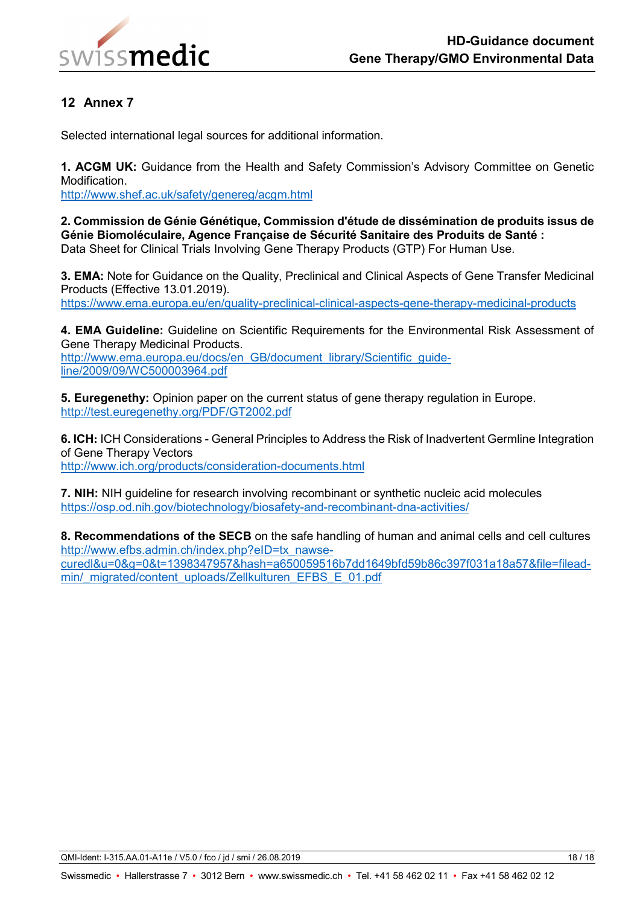## 12 Annex 7

Selected international legal sources for additional information.

**1. ACGM UK:** Guidance from the Health and Safety Commission's Advisory Committee on Genetic Modification.
http://www.shef.ac.uk/safety/genereg/acgm.html

**2. Commission de Génie Génétique, Commission d'étude de dissémination de produits issus de Génie Biomoléculaire, Agence Française de Sécurité Sanitaire des Produits de Santé :**
Data Sheet for Clinical Trials Involving Gene Therapy Products (GTP) For Human Use.

**3. EMA:** Note for Guidance on the Quality, Preclinical and Clinical Aspects of Gene Transfer Medicinal Products (Effective 13.01.2019).
https://www.ema.europa.eu/en/quality-preclinical-clinical-aspects-gene-therapy-medicinal-products

**4. EMA Guideline:** Guideline on Scientific Requirements for the Environmental Risk Assessment of Gene Therapy Medicinal Products.
http://www.ema.europa.eu/docs/en_GB/document_library/Scientific_guideline/2009/09/WC500003964.pdf

**5. Euregenethy:** Opinion paper on the current status of gene therapy regulation in Europe.
http://test.euregenethy.org/PDF/GT2002.pdf

**6. ICH:** ICH Considerations - General Principles to Address the Risk of Inadvertent Germline Integration of Gene Therapy Vectors
http://www.ich.org/products/consideration-documents.html

**7. NIH:** NIH guideline for research involving recombinant or synthetic nucleic acid molecules
https://osp.od.nih.gov/biotechnology/biosafety-and-recombinant-dna-activities/

**8. Recommendations of the SECB** on the safe handling of human and animal cells and cell cultures
http://www.efbs.admin.ch/index.php?eID=tx_nawsecuredl&u=0&g=0&t=1398347957&hash=a650059516b7dd1649bfd59b86c397f031a18a57&file=fileadmin/_migrated/content_uploads/Zellkulturen_EFBS_E_01.pdf